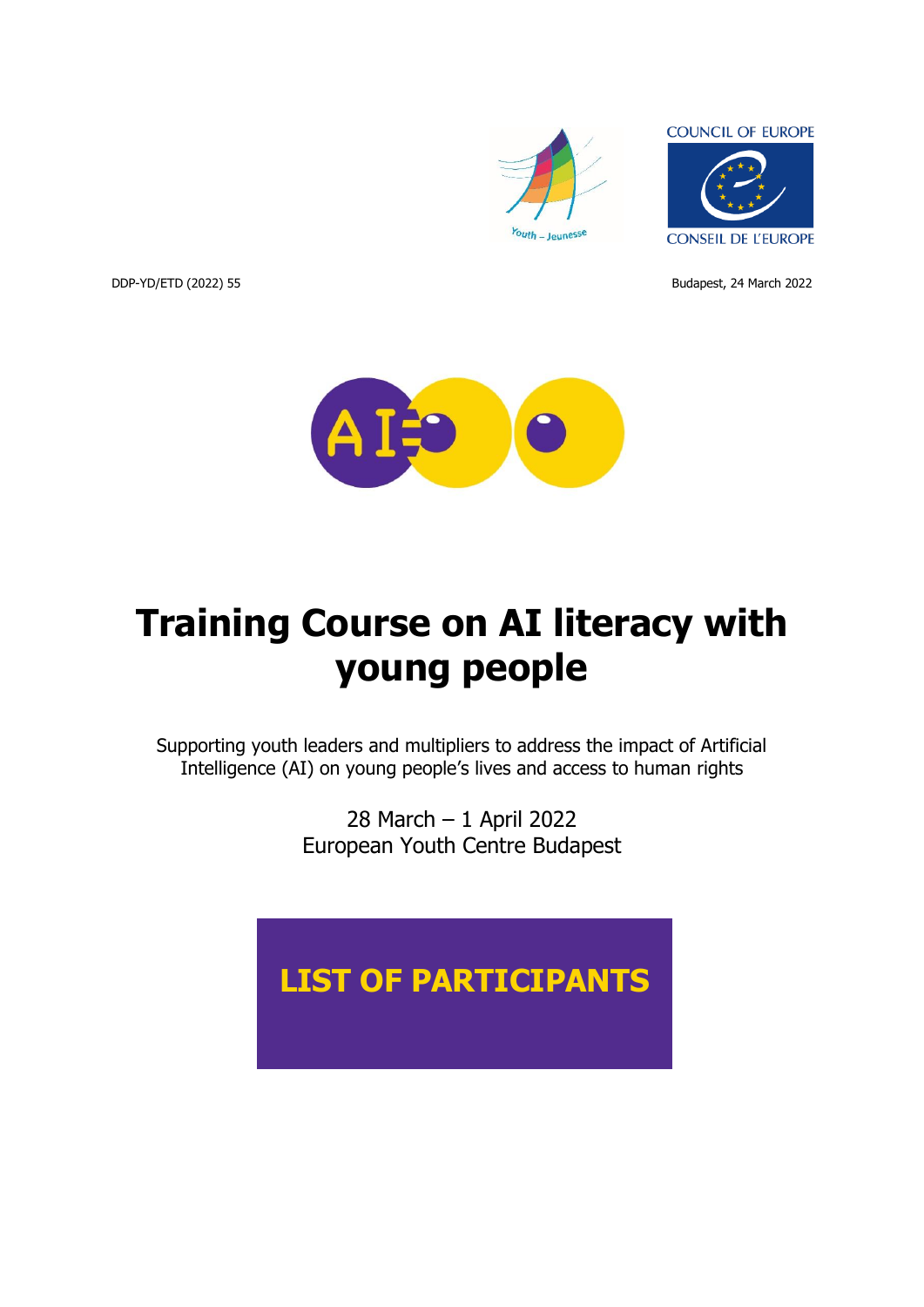COUNCIL OF EUROPE

CONSEIL DE L'EUROPE

DDP-YD/ETD (2022) 55

Budapest, 24 March 2022

# Training Course on AI literacy with young people

Supporting youth leaders and multipliers to address the impact of Artificial Intelligence (AI) on young people's lives and access to human rights

28 March – 1 April 2022
European Youth Centre Budapest

## LIST OF PARTICIPANTS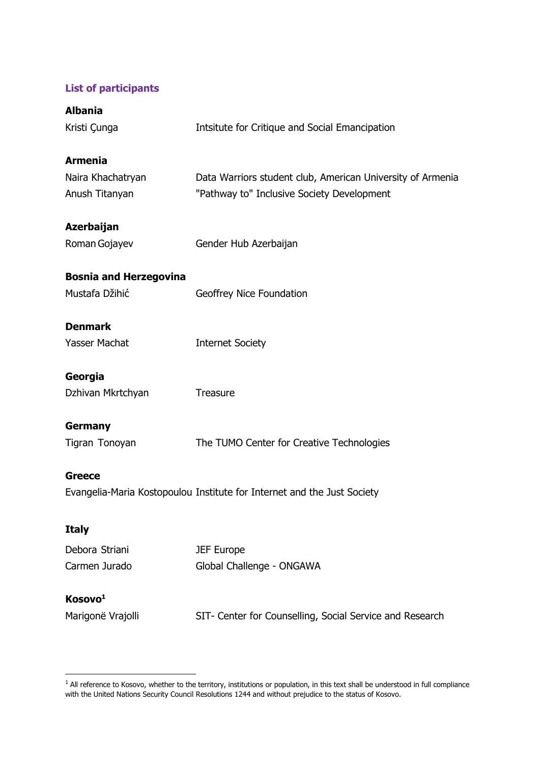## List of participants

**Albania**

Kristi Çunga — Intsitute for Critique and Social Emancipation

**Armenia**

Naira Khachatryan — Data Warriors student club, American University of Armenia

Anush Titanyan — "Pathway to" Inclusive Society Development

**Azerbaijan**

Roman Gojayev — Gender Hub Azerbaijan

**Bosnia and Herzegovina**

Mustafa Džihić — Geoffrey Nice Foundation

**Denmark**

Yasser Machat — Internet Society

**Georgia**

Dzhivan Mkrtchyan — Treasure

**Germany**

Tigran Tonoyan — The TUMO Center for Creative Technologies

**Greece**

Evangelia-Maria Kostopoulou — Institute for Internet and the Just Society

**Italy**

Debora Striani — JEF Europe

Carmen Jurado — Global Challenge - ONGAWA

**Kosovo[1]**

Marigonë Vrajolli — SIT- Center for Counselling, Social Service and Research

---

[1] All reference to Kosovo, whether to the territory, institutions or population, in this text shall be understood in full compliance with the United Nations Security Council Resolutions 1244 and without prejudice to the status of Kosovo.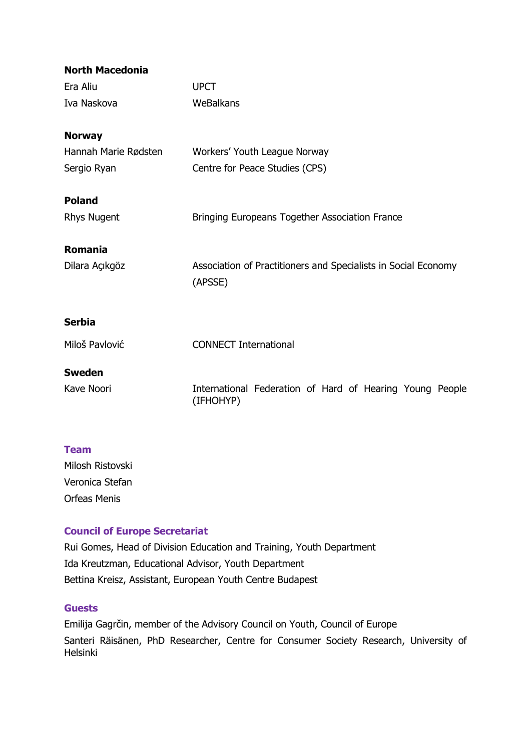**North Macedonia**

| | |
|---|---|
| Era Aliu | UPCT |
| Iva Naskova | WeBalkans |

**Norway**

| | |
|---|---|
| Hannah Marie Rødsten | Workers' Youth League Norway |
| Sergio Ryan | Centre for Peace Studies (CPS) |

**Poland**

| | |
|---|---|
| Rhys Nugent | Bringing Europeans Together Association France |

**Romania**

| | |
|---|---|
| Dilara Açıkgöz | Association of Practitioners and Specialists in Social Economy (APSSE) |

**Serbia**

| | |
|---|---|
| Miloš Pavlović | CONNECT International |

**Sweden**

| | |
|---|---|
| Kave Noori | International Federation of Hard of Hearing Young People (IFHOHYP) |

## Team

Milosh Ristovski
Veronica Stefan
Orfeas Menis

## Council of Europe Secretariat

Rui Gomes, Head of Division Education and Training, Youth Department
Ida Kreutzman, Educational Advisor, Youth Department
Bettina Kreisz, Assistant, European Youth Centre Budapest

## Guests

Emilija Gagrčin, member of the Advisory Council on Youth, Council of Europe
Santeri Räisänen, PhD Researcher, Centre for Consumer Society Research, University of Helsinki